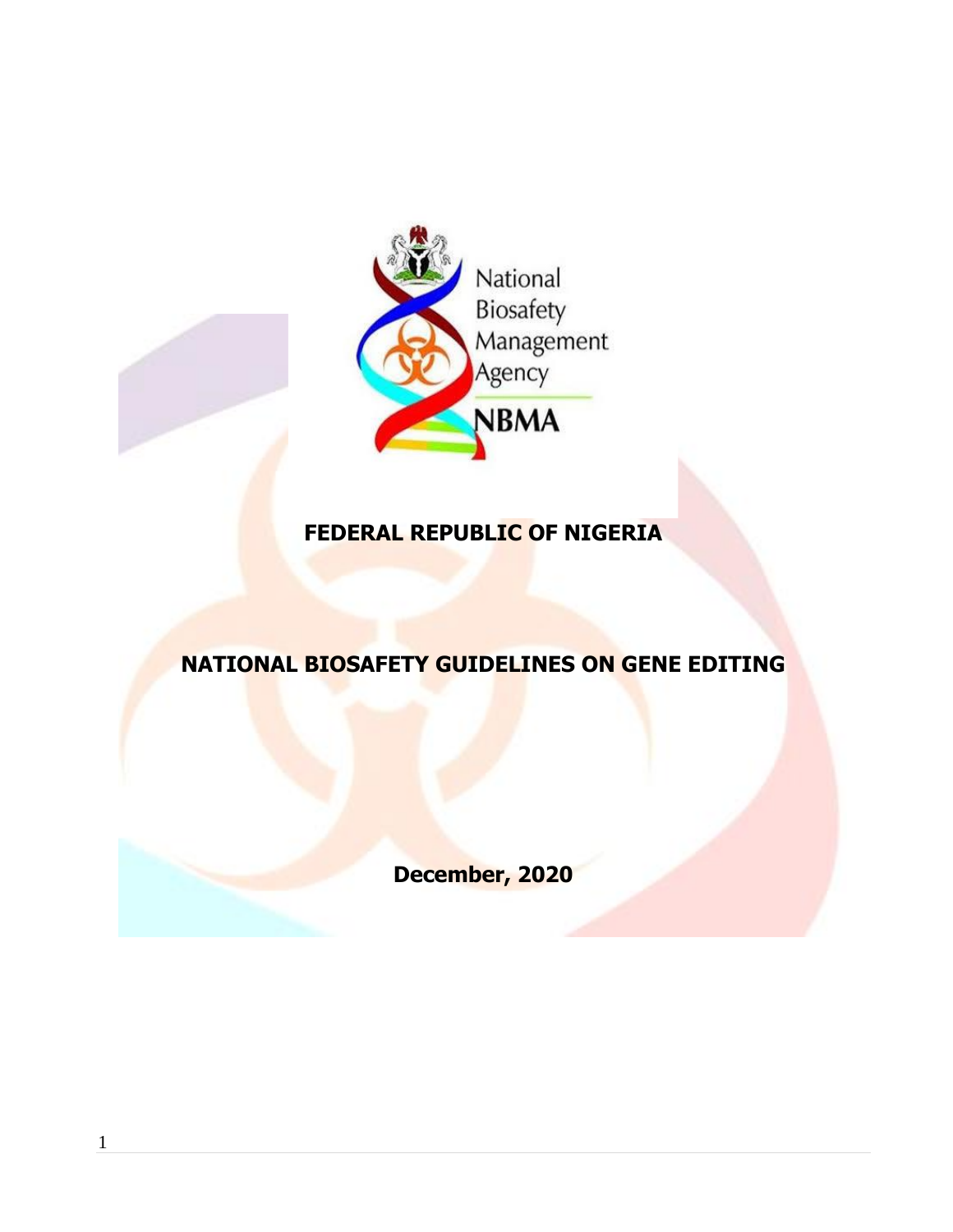National Biosafety Management Agency

NBMA

# FEDERAL REPUBLIC OF NIGERIA

# NATIONAL BIOSAFETY GUIDELINES ON GENE EDITING

**December, 2020**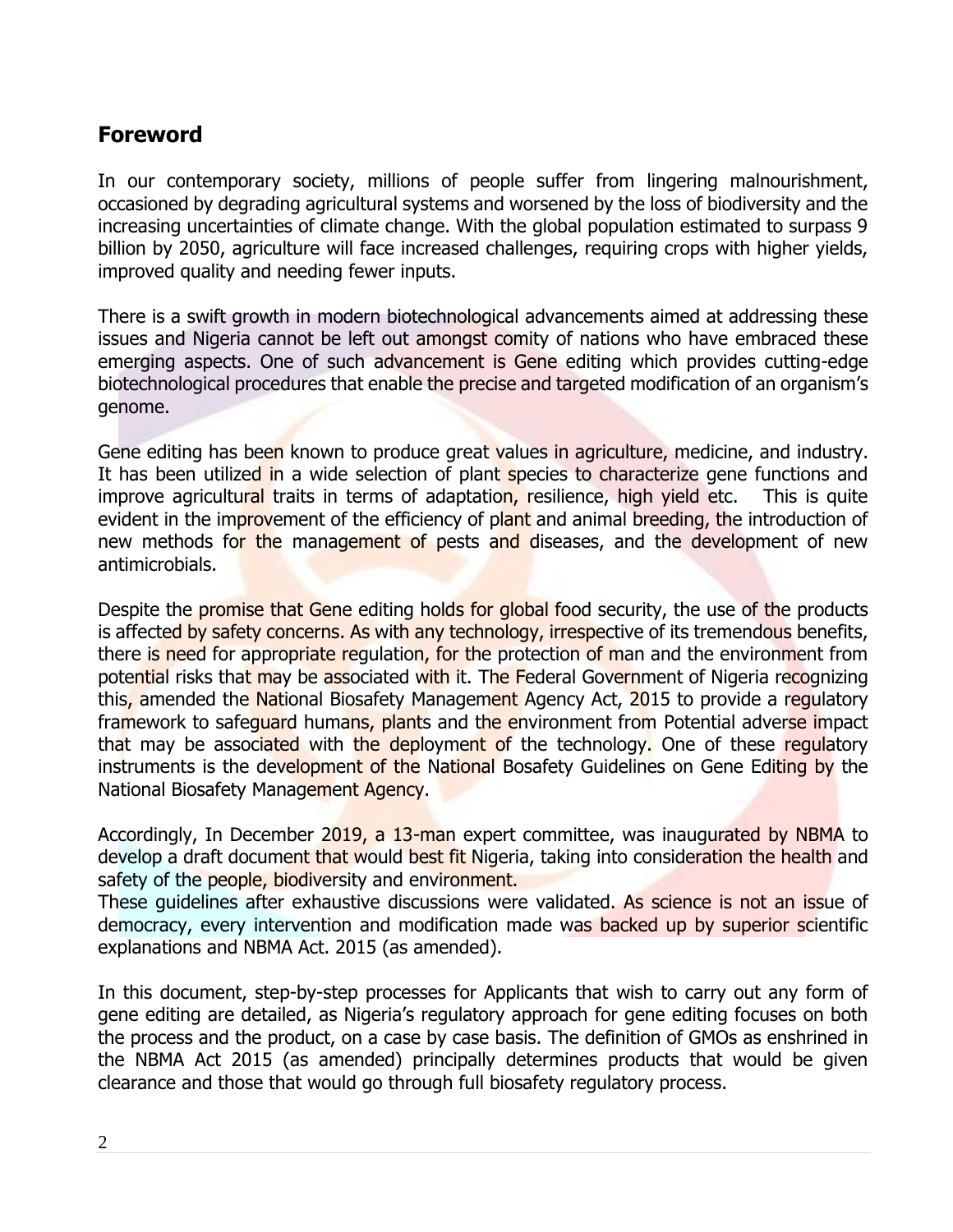## Foreword

In our contemporary society, millions of people suffer from lingering malnourishment, occasioned by degrading agricultural systems and worsened by the loss of biodiversity and the increasing uncertainties of climate change. With the global population estimated to surpass 9 billion by 2050, agriculture will face increased challenges, requiring crops with higher yields, improved quality and needing fewer inputs.

There is a swift growth in modern biotechnological advancements aimed at addressing these issues and Nigeria cannot be left out amongst comity of nations who have embraced these emerging aspects. One of such advancement is Gene editing which provides cutting-edge biotechnological procedures that enable the precise and targeted modification of an organism's genome.

Gene editing has been known to produce great values in agriculture, medicine, and industry. It has been utilized in a wide selection of plant species to characterize gene functions and improve agricultural traits in terms of adaptation, resilience, high yield etc. This is quite evident in the improvement of the efficiency of plant and animal breeding, the introduction of new methods for the management of pests and diseases, and the development of new antimicrobials.

Despite the promise that Gene editing holds for global food security, the use of the products is affected by safety concerns. As with any technology, irrespective of its tremendous benefits, there is need for appropriate regulation, for the protection of man and the environment from potential risks that may be associated with it. The Federal Government of Nigeria recognizing this, amended the National Biosafety Management Agency Act, 2015 to provide a regulatory framework to safeguard humans, plants and the environment from Potential adverse impact that may be associated with the deployment of the technology. One of these regulatory instruments is the development of the National Bosafety Guidelines on Gene Editing by the National Biosafety Management Agency.

Accordingly, In December 2019, a 13-man expert committee, was inaugurated by NBMA to develop a draft document that would best fit Nigeria, taking into consideration the health and safety of the people, biodiversity and environment.
These guidelines after exhaustive discussions were validated. As science is not an issue of democracy, every intervention and modification made was backed up by superior scientific explanations and NBMA Act. 2015 (as amended).

In this document, step-by-step processes for Applicants that wish to carry out any form of gene editing are detailed, as Nigeria's regulatory approach for gene editing focuses on both the process and the product, on a case by case basis. The definition of GMOs as enshrined in the NBMA Act 2015 (as amended) principally determines products that would be given clearance and those that would go through full biosafety regulatory process.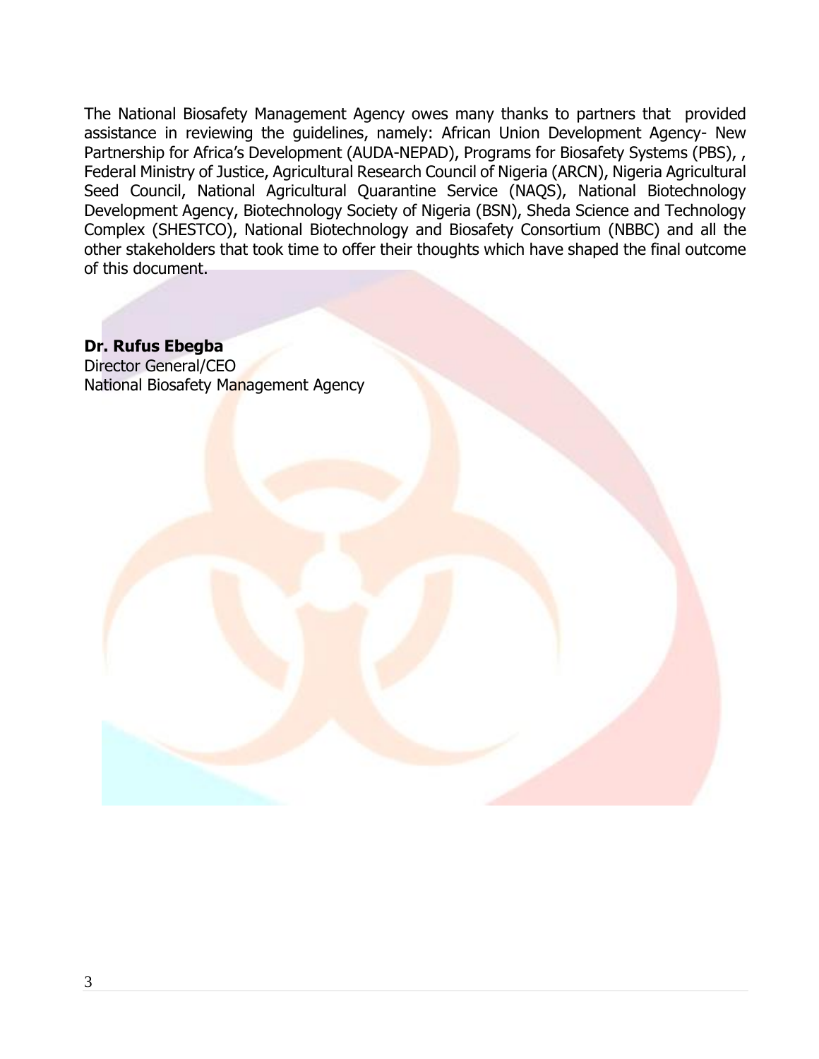The National Biosafety Management Agency owes many thanks to partners that provided assistance in reviewing the guidelines, namely: African Union Development Agency- New Partnership for Africa's Development (AUDA-NEPAD), Programs for Biosafety Systems (PBS), , Federal Ministry of Justice, Agricultural Research Council of Nigeria (ARCN), Nigeria Agricultural Seed Council, National Agricultural Quarantine Service (NAQS), National Biotechnology Development Agency, Biotechnology Society of Nigeria (BSN), Sheda Science and Technology Complex (SHESTCO), National Biotechnology and Biosafety Consortium (NBBC) and all the other stakeholders that took time to offer their thoughts which have shaped the final outcome of this document.

**Dr. Rufus Ebegba**
Director General/CEO
National Biosafety Management Agency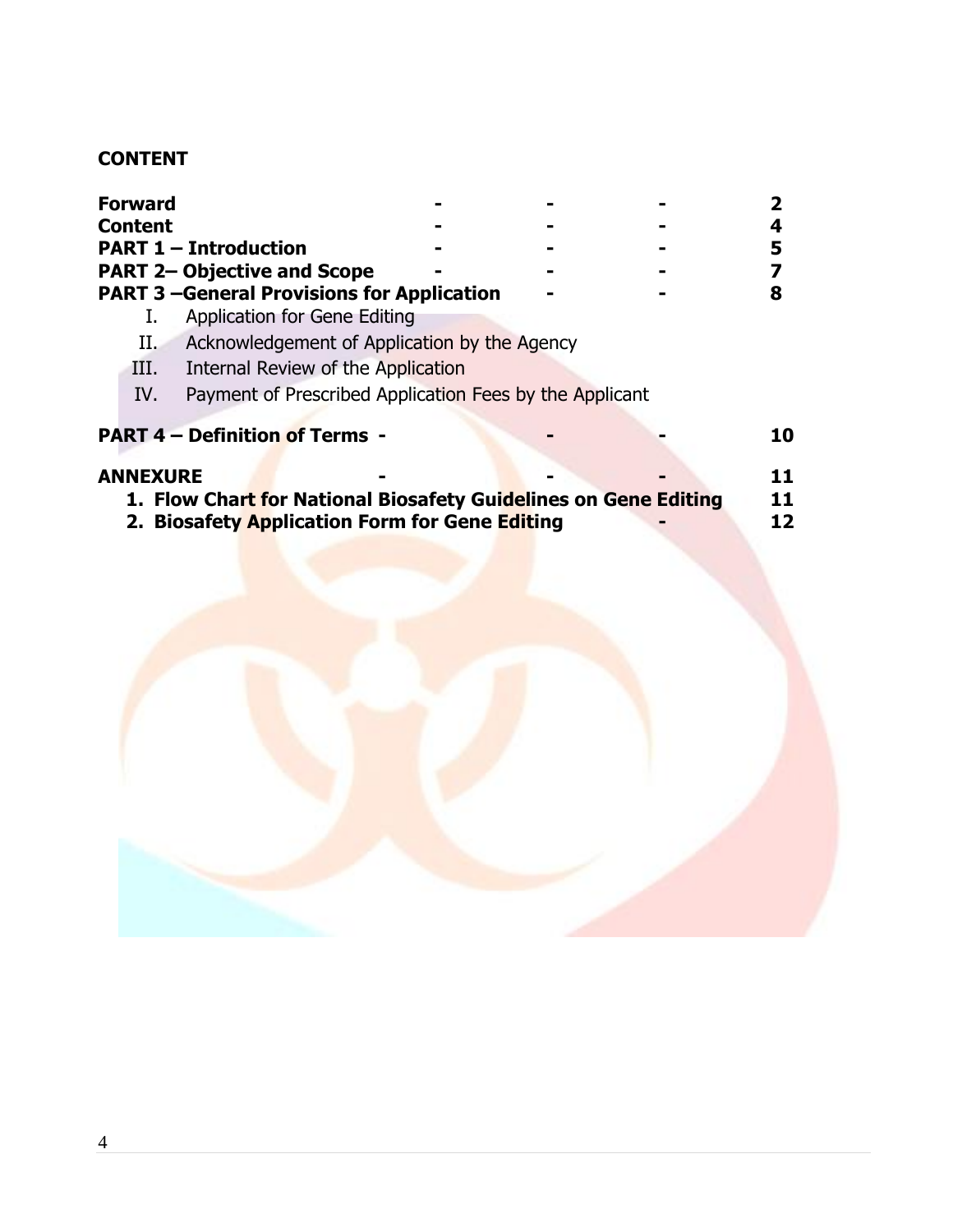**CONTENT**

| | |
|---|---|
| **Forward** | **2** |
| **Content** | **4** |
| **PART 1 – Introduction** | **5** |
| **PART 2– Objective and Scope** | **7** |
| **PART 3 –General Provisions for Application** | **8** |
| I. Application for Gene Editing | |
| II. Acknowledgement of Application by the Agency | |
| III. Internal Review of the Application | |
| IV. Payment of Prescribed Application Fees by the Applicant | |
| **PART 4 – Definition of Terms** | **10** |
| **ANNEXURE** | **11** |
| **1. Flow Chart for National Biosafety Guidelines on Gene Editing** | **11** |
| **2. Biosafety Application Form for Gene Editing** | **12** |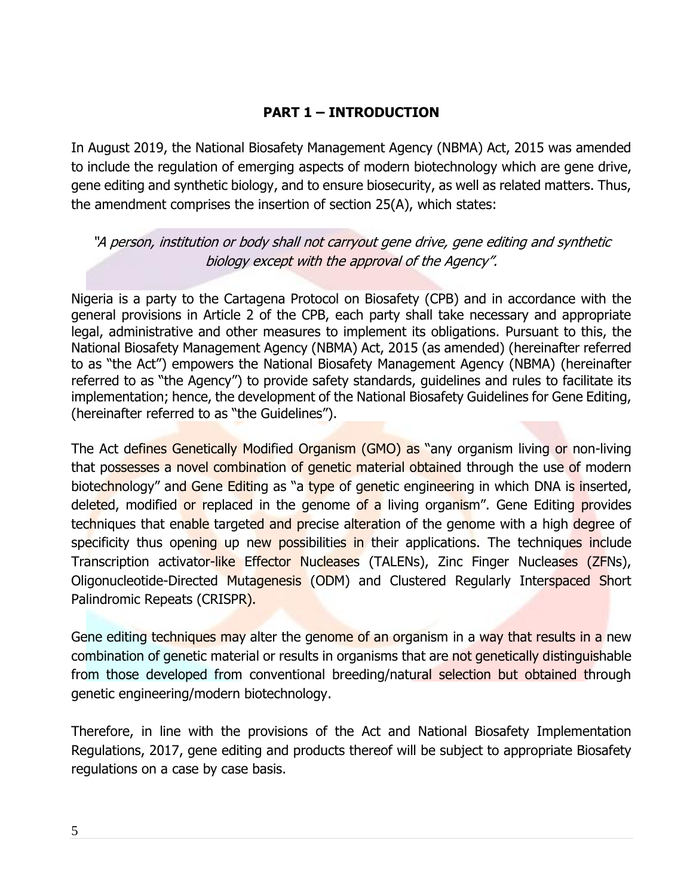## PART 1 – INTRODUCTION

In August 2019, the National Biosafety Management Agency (NBMA) Act, 2015 was amended to include the regulation of emerging aspects of modern biotechnology which are gene drive, gene editing and synthetic biology, and to ensure biosecurity, as well as related matters. Thus, the amendment comprises the insertion of section 25(A), which states:

> *"A person, institution or body shall not carryout gene drive, gene editing and synthetic biology except with the approval of the Agency".*

Nigeria is a party to the Cartagena Protocol on Biosafety (CPB) and in accordance with the general provisions in Article 2 of the CPB, each party shall take necessary and appropriate legal, administrative and other measures to implement its obligations. Pursuant to this, the National Biosafety Management Agency (NBMA) Act, 2015 (as amended) (hereinafter referred to as "the Act") empowers the National Biosafety Management Agency (NBMA) (hereinafter referred to as "the Agency") to provide safety standards, guidelines and rules to facilitate its implementation; hence, the development of the National Biosafety Guidelines for Gene Editing, (hereinafter referred to as "the Guidelines").

The Act defines Genetically Modified Organism (GMO) as "any organism living or non-living that possesses a novel combination of genetic material obtained through the use of modern biotechnology" and Gene Editing as "a type of genetic engineering in which DNA is inserted, deleted, modified or replaced in the genome of a living organism". Gene Editing provides techniques that enable targeted and precise alteration of the genome with a high degree of specificity thus opening up new possibilities in their applications. The techniques include Transcription activator-like Effector Nucleases (TALENs), Zinc Finger Nucleases (ZFNs), Oligonucleotide-Directed Mutagenesis (ODM) and Clustered Regularly Interspaced Short Palindromic Repeats (CRISPR).

Gene editing techniques may alter the genome of an organism in a way that results in a new combination of genetic material or results in organisms that are not genetically distinguishable from those developed from conventional breeding/natural selection but obtained through genetic engineering/modern biotechnology.

Therefore, in line with the provisions of the Act and National Biosafety Implementation Regulations, 2017, gene editing and products thereof will be subject to appropriate Biosafety regulations on a case by case basis.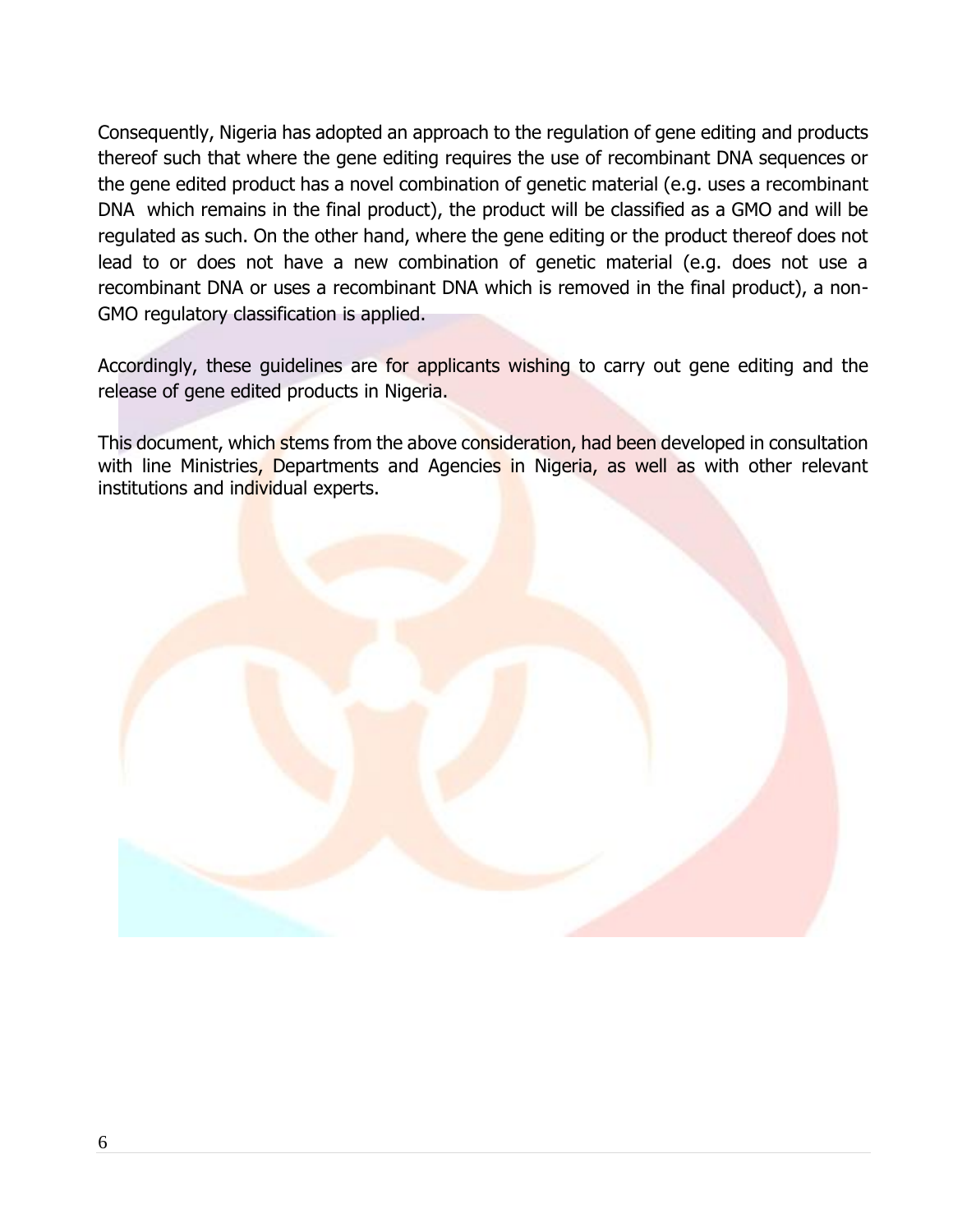Consequently, Nigeria has adopted an approach to the regulation of gene editing and products thereof such that where the gene editing requires the use of recombinant DNA sequences or the gene edited product has a novel combination of genetic material (e.g. uses a recombinant DNA which remains in the final product), the product will be classified as a GMO and will be regulated as such. On the other hand, where the gene editing or the product thereof does not lead to or does not have a new combination of genetic material (e.g. does not use a recombinant DNA or uses a recombinant DNA which is removed in the final product), a non-GMO regulatory classification is applied.

Accordingly, these guidelines are for applicants wishing to carry out gene editing and the release of gene edited products in Nigeria.

This document, which stems from the above consideration, had been developed in consultation with line Ministries, Departments and Agencies in Nigeria, as well as with other relevant institutions and individual experts.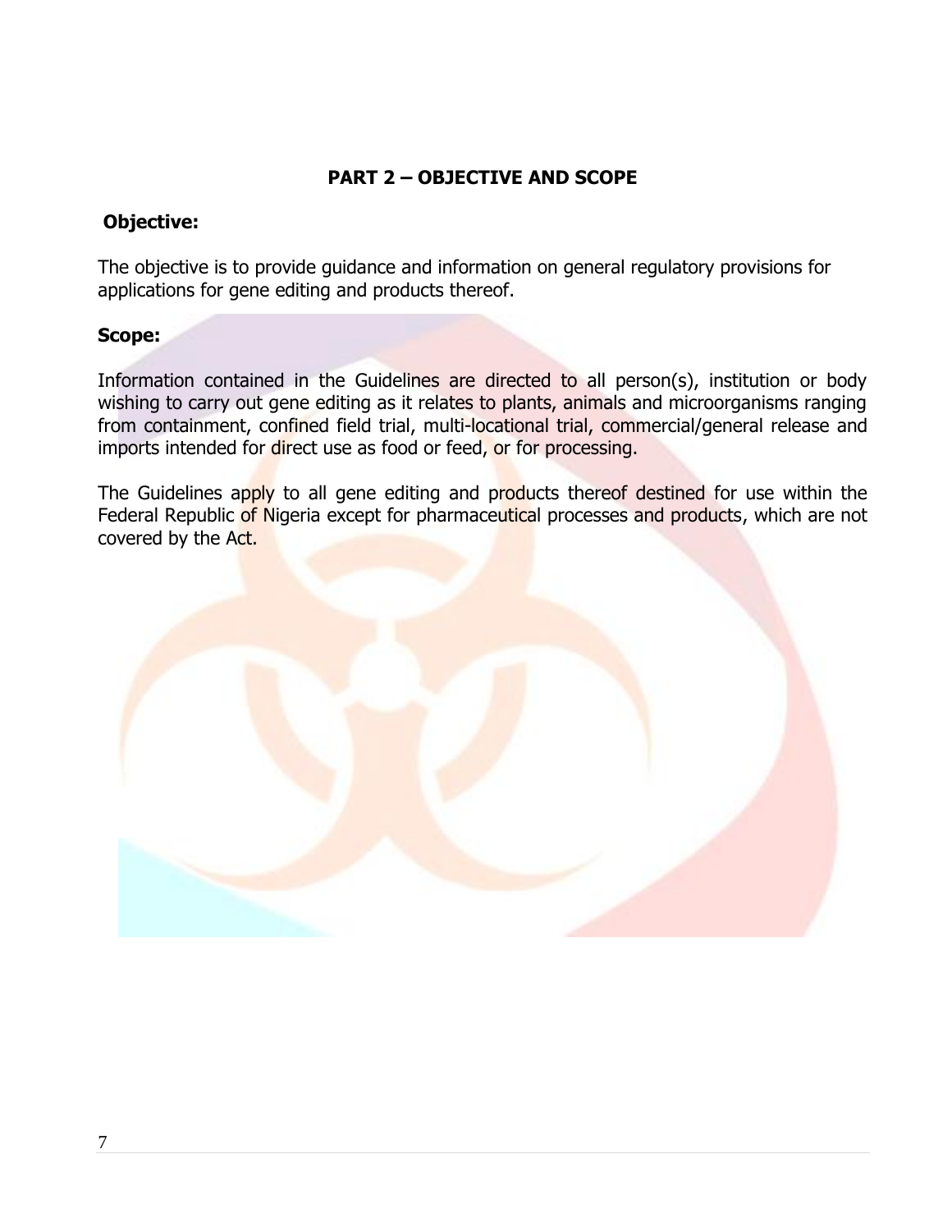## PART 2 – OBJECTIVE AND SCOPE

**Objective:**

The objective is to provide guidance and information on general regulatory provisions for applications for gene editing and products thereof.

**Scope:**

Information contained in the Guidelines are directed to all person(s), institution or body wishing to carry out gene editing as it relates to plants, animals and microorganisms ranging from containment, confined field trial, multi-locational trial, commercial/general release and imports intended for direct use as food or feed, or for processing.

The Guidelines apply to all gene editing and products thereof destined for use within the Federal Republic of Nigeria except for pharmaceutical processes and products, which are not covered by the Act.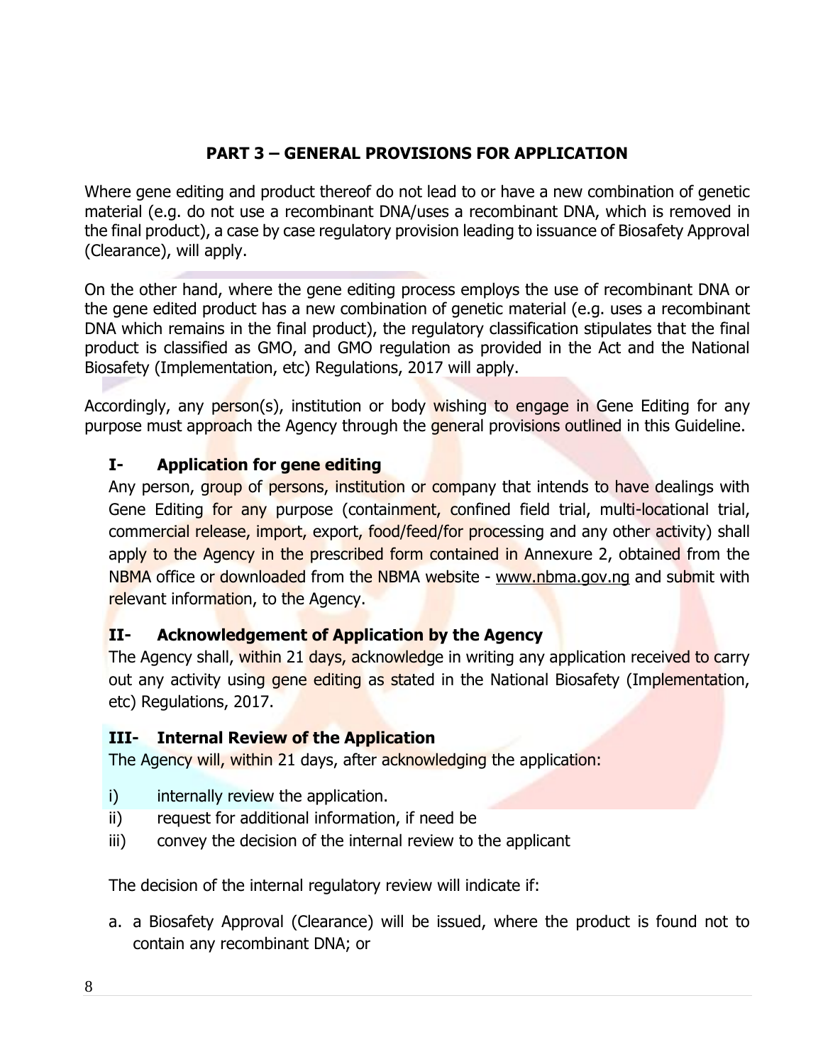## PART 3 – GENERAL PROVISIONS FOR APPLICATION

Where gene editing and product thereof do not lead to or have a new combination of genetic material (e.g. do not use a recombinant DNA/uses a recombinant DNA, which is removed in the final product), a case by case regulatory provision leading to issuance of Biosafety Approval (Clearance), will apply.

On the other hand, where the gene editing process employs the use of recombinant DNA or the gene edited product has a new combination of genetic material (e.g. uses a recombinant DNA which remains in the final product), the regulatory classification stipulates that the final product is classified as GMO, and GMO regulation as provided in the Act and the National Biosafety (Implementation, etc) Regulations, 2017 will apply.

Accordingly, any person(s), institution or body wishing to engage in Gene Editing for any purpose must approach the Agency through the general provisions outlined in this Guideline.

### I- Application for gene editing

Any person, group of persons, institution or company that intends to have dealings with Gene Editing for any purpose (containment, confined field trial, multi-locational trial, commercial release, import, export, food/feed/for processing and any other activity) shall apply to the Agency in the prescribed form contained in Annexure 2, obtained from the NBMA office or downloaded from the NBMA website - www.nbma.gov.ng and submit with relevant information, to the Agency.

### II- Acknowledgement of Application by the Agency

The Agency shall, within 21 days, acknowledge in writing any application received to carry out any activity using gene editing as stated in the National Biosafety (Implementation, etc) Regulations, 2017.

### III- Internal Review of the Application

The Agency will, within 21 days, after acknowledging the application:

i) internally review the application.
ii) request for additional information, if need be
iii) convey the decision of the internal review to the applicant

The decision of the internal regulatory review will indicate if:

a. a Biosafety Approval (Clearance) will be issued, where the product is found not to contain any recombinant DNA; or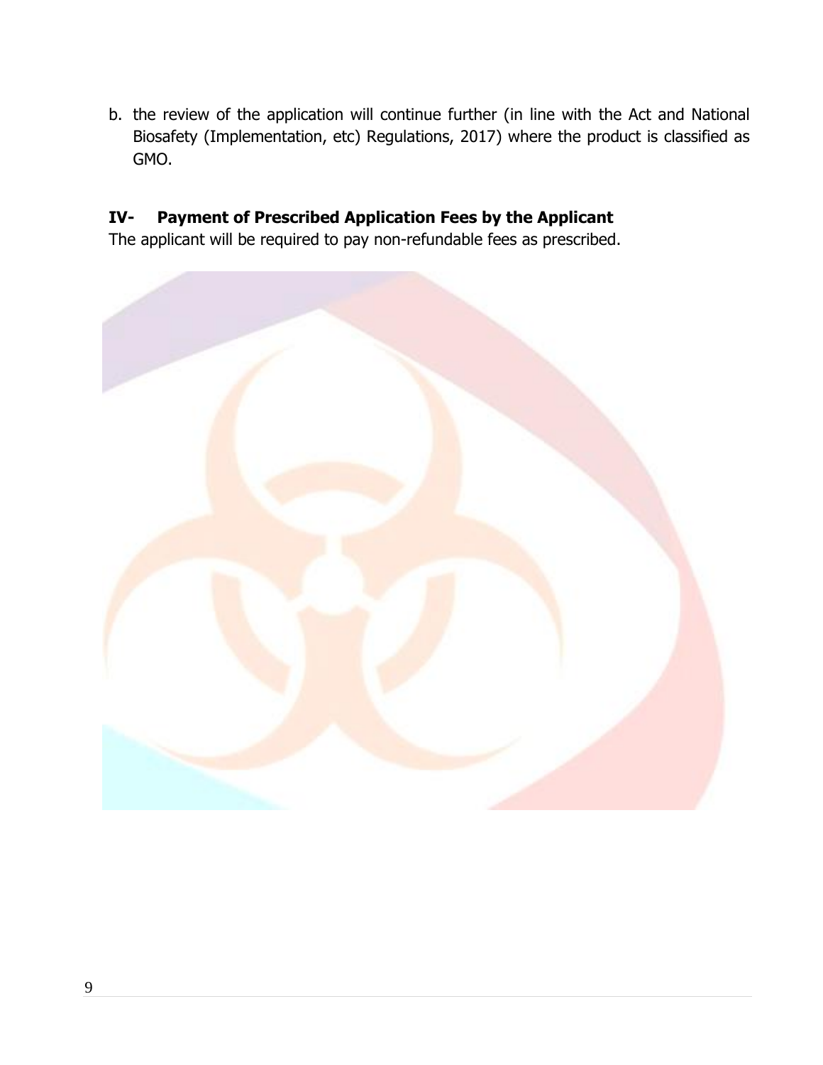b. the review of the application will continue further (in line with the Act and National Biosafety (Implementation, etc) Regulations, 2017) where the product is classified as GMO.

## IV- Payment of Prescribed Application Fees by the Applicant

The applicant will be required to pay non-refundable fees as prescribed.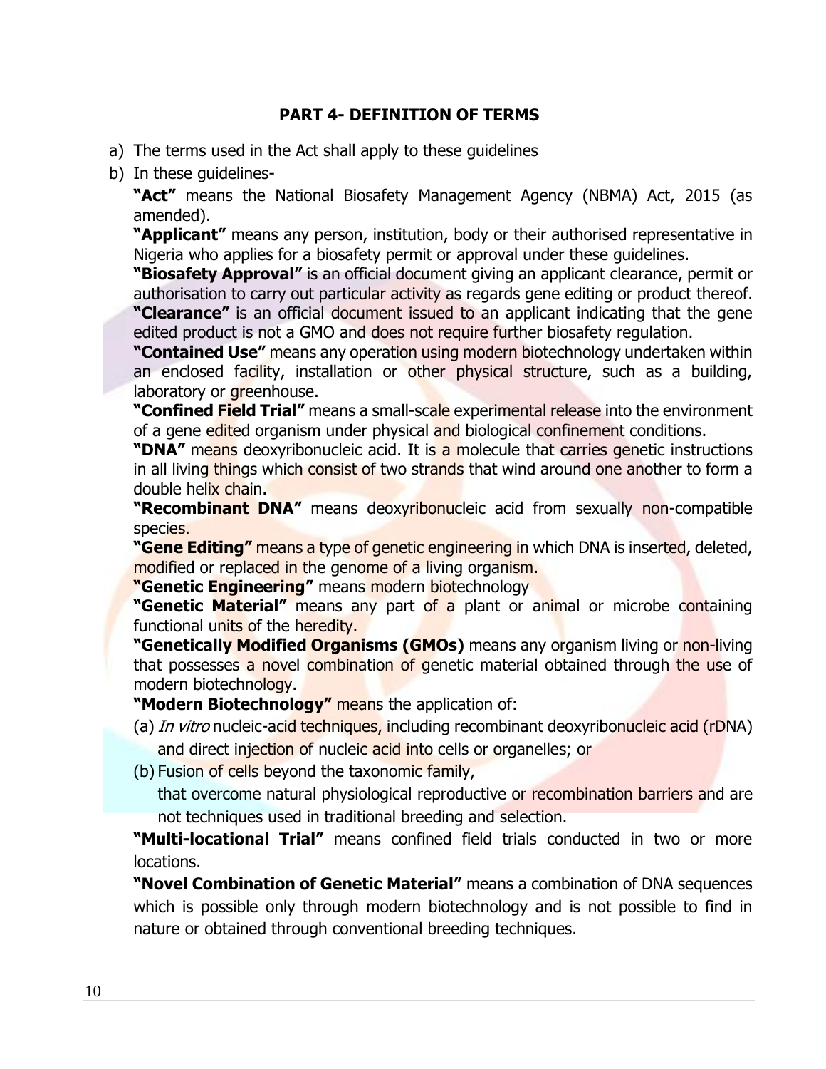## PART 4- DEFINITION OF TERMS

a) The terms used in the Act shall apply to these guidelines
b) In these guidelines-

**"Act"** means the National Biosafety Management Agency (NBMA) Act, 2015 (as amended).

**"Applicant"** means any person, institution, body or their authorised representative in Nigeria who applies for a biosafety permit or approval under these guidelines.

**"Biosafety Approval"** is an official document giving an applicant clearance, permit or authorisation to carry out particular activity as regards gene editing or product thereof.

**"Clearance"** is an official document issued to an applicant indicating that the gene edited product is not a GMO and does not require further biosafety regulation.

**"Contained Use"** means any operation using modern biotechnology undertaken within an enclosed facility, installation or other physical structure, such as a building, laboratory or greenhouse.

**"Confined Field Trial"** means a small-scale experimental release into the environment of a gene edited organism under physical and biological confinement conditions.

**"DNA"** means deoxyribonucleic acid. It is a molecule that carries genetic instructions in all living things which consist of two strands that wind around one another to form a double helix chain.

**"Recombinant DNA"** means deoxyribonucleic acid from sexually non-compatible species.

**"Gene Editing"** means a type of genetic engineering in which DNA is inserted, deleted, modified or replaced in the genome of a living organism.

**"Genetic Engineering"** means modern biotechnology

**"Genetic Material"** means any part of a plant or animal or microbe containing functional units of the heredity.

**"Genetically Modified Organisms (GMOs)** means any organism living or non-living that possesses a novel combination of genetic material obtained through the use of modern biotechnology.

**"Modern Biotechnology"** means the application of:

(a) *In vitro* nucleic-acid techniques, including recombinant deoxyribonucleic acid (rDNA) and direct injection of nucleic acid into cells or organelles; or

(b) Fusion of cells beyond the taxonomic family,

that overcome natural physiological reproductive or recombination barriers and are not techniques used in traditional breeding and selection.

**"Multi-locational Trial"** means confined field trials conducted in two or more locations.

**"Novel Combination of Genetic Material"** means a combination of DNA sequences which is possible only through modern biotechnology and is not possible to find in nature or obtained through conventional breeding techniques.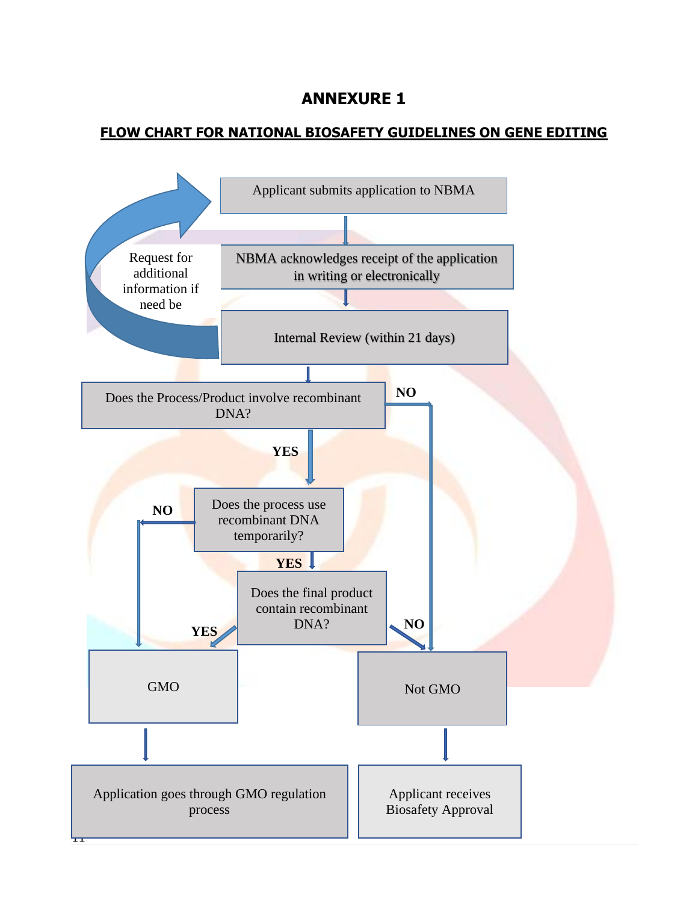# ANNEXURE 1

## FLOW CHART FOR NATIONAL BIOSAFETY GUIDELINES ON GENE EDITING

Applicant submits application to NBMA

NBMA acknowledges receipt of the application in writing or electronically

Request for additional information if need be

Internal Review (within 21 days)

Does the Process/Product involve recombinant DNA?

NO

YES

Does the process use recombinant DNA temporarily?

NO

YES

Does the final product contain recombinant DNA?

YES

NO

GMO

Not GMO

Application goes through GMO regulation process

Applicant receives Biosafety Approval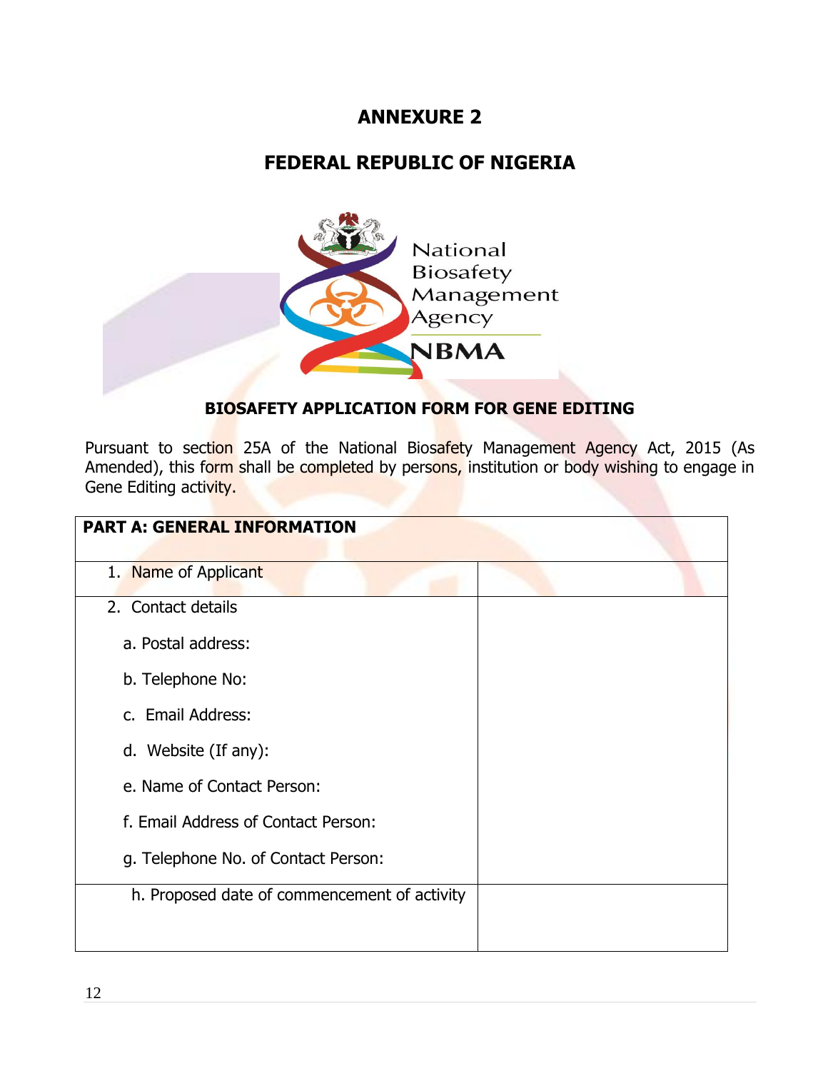# ANNEXURE 2

## FEDERAL REPUBLIC OF NIGERIA

National Biosafety Management Agency

NBMA

### BIOSAFETY APPLICATION FORM FOR GENE EDITING

Pursuant to section 25A of the National Biosafety Management Agency Act, 2015 (As Amended), this form shall be completed by persons, institution or body wishing to engage in Gene Editing activity.

| PART A: GENERAL INFORMATION | |
|---|---|
| 1. Name of Applicant | |
| 2. Contact details<br>a. Postal address:<br>b. Telephone No:<br>c. Email Address:<br>d. Website (If any):<br>e. Name of Contact Person:<br>f. Email Address of Contact Person:<br>g. Telephone No. of Contact Person: | |
| h. Proposed date of commencement of activity | |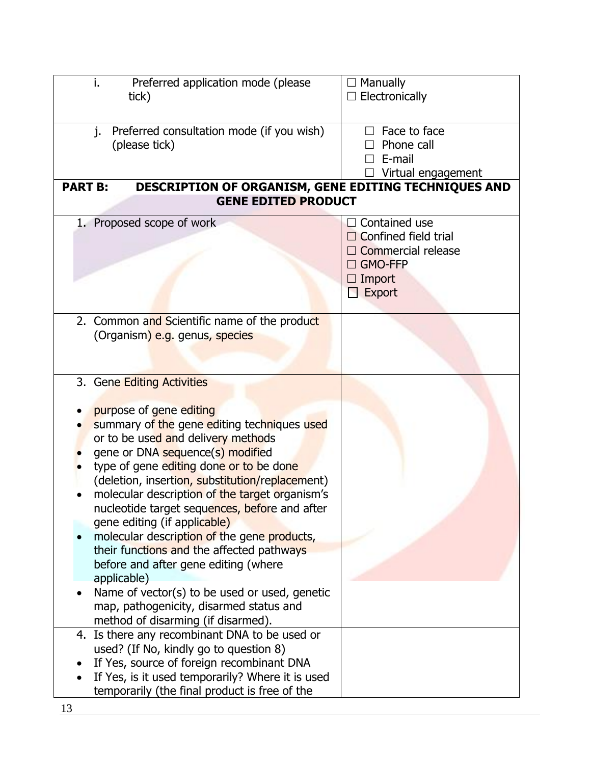| | |
|---|---|
| i. Preferred application mode (please tick) | ☐ Manually<br>☐ Electronically |
| j. Preferred consultation mode (if you wish) (please tick) | ☐ Face to face<br>☐ Phone call<br>☐ E-mail<br>☐ Virtual engagement |
| **PART B: DESCRIPTION OF ORGANISM, GENE EDITING TECHNIQUES AND GENE EDITED PRODUCT** | |
| 1. Proposed scope of work | ☐ Contained use<br>☐ Confined field trial<br>☐ Commercial release<br>☐ GMO-FFP<br>☐ Import<br>☐ Export |
| 2. Common and Scientific name of the product (Organism) e.g. genus, species | |
| 3. Gene Editing Activities<br>• purpose of gene editing<br>• summary of the gene editing techniques used or to be used and delivery methods<br>• gene or DNA sequence(s) modified<br>• type of gene editing done or to be done (deletion, insertion, substitution/replacement)<br>• molecular description of the target organism's nucleotide target sequences, before and after gene editing (if applicable)<br>• molecular description of the gene products, their functions and the affected pathways before and after gene editing (where applicable)<br>• Name of vector(s) to be used or used, genetic map, pathogenicity, disarmed status and method of disarming (if disarmed). | |
| 4. Is there any recombinant DNA to be used or used? (If No, kindly go to question 8)<br>• If Yes, source of foreign recombinant DNA<br>• If Yes, is it used temporarily? Where it is used temporarily (the final product is free of the | |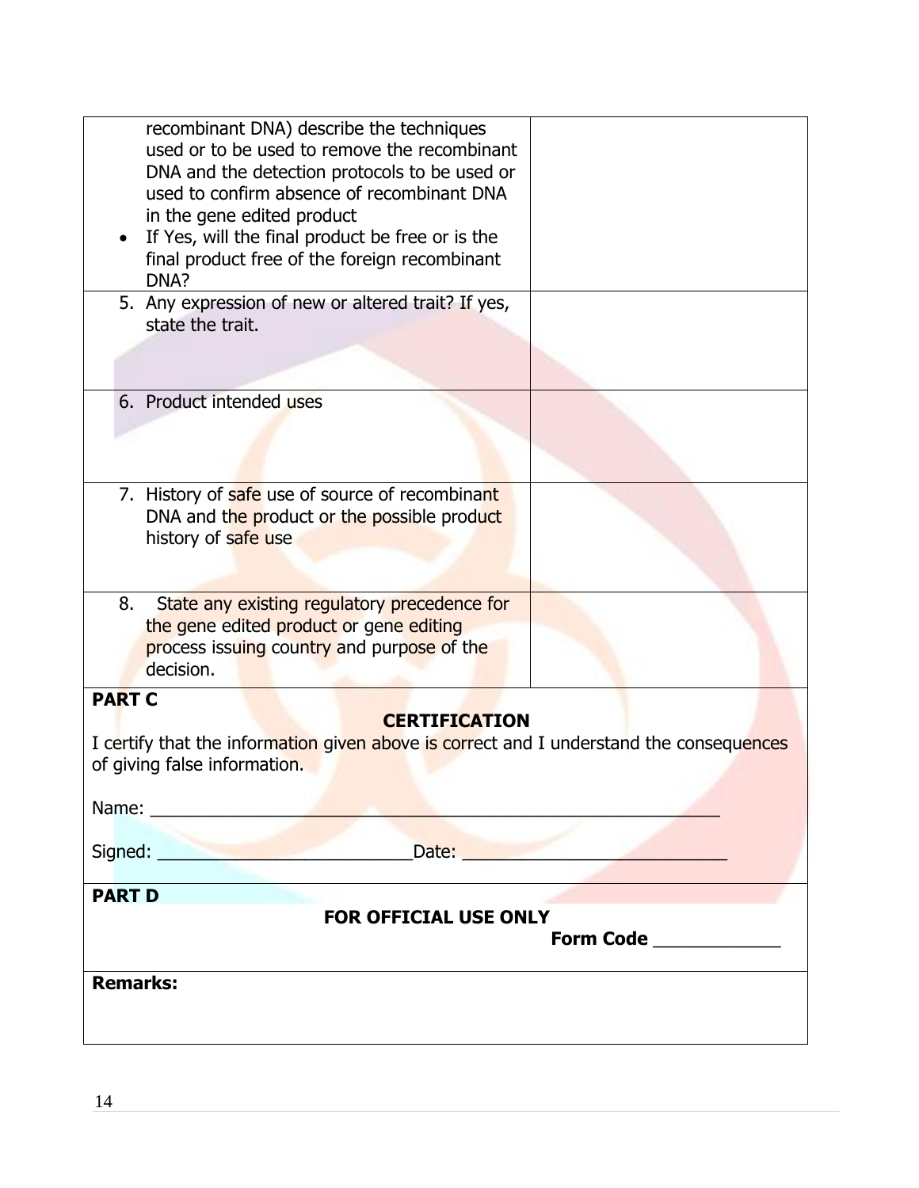| | |
|---|---|
| recombinant DNA) describe the techniques used or to be used to remove the recombinant DNA and the detection protocols to be used or used to confirm absence of recombinant DNA in the gene edited product<br>• If Yes, will the final product be free or is the final product free of the foreign recombinant DNA? | |
| 5. Any expression of new or altered trait? If yes, state the trait. | |
| 6. Product intended uses | |
| 7. History of safe use of source of recombinant DNA and the product or the possible product history of safe use | |
| 8. State any existing regulatory precedence for the gene edited product or gene editing process issuing country and purpose of the decision. | |

**PART C**

**CERTIFICATION**

I certify that the information given above is correct and I understand the consequences of giving false information.

Name: ___________________________________________________________

Signed: __________________________Date: ___________________________

**PART D**

**FOR OFFICIAL USE ONLY**

**Form Code** ____________

**Remarks:**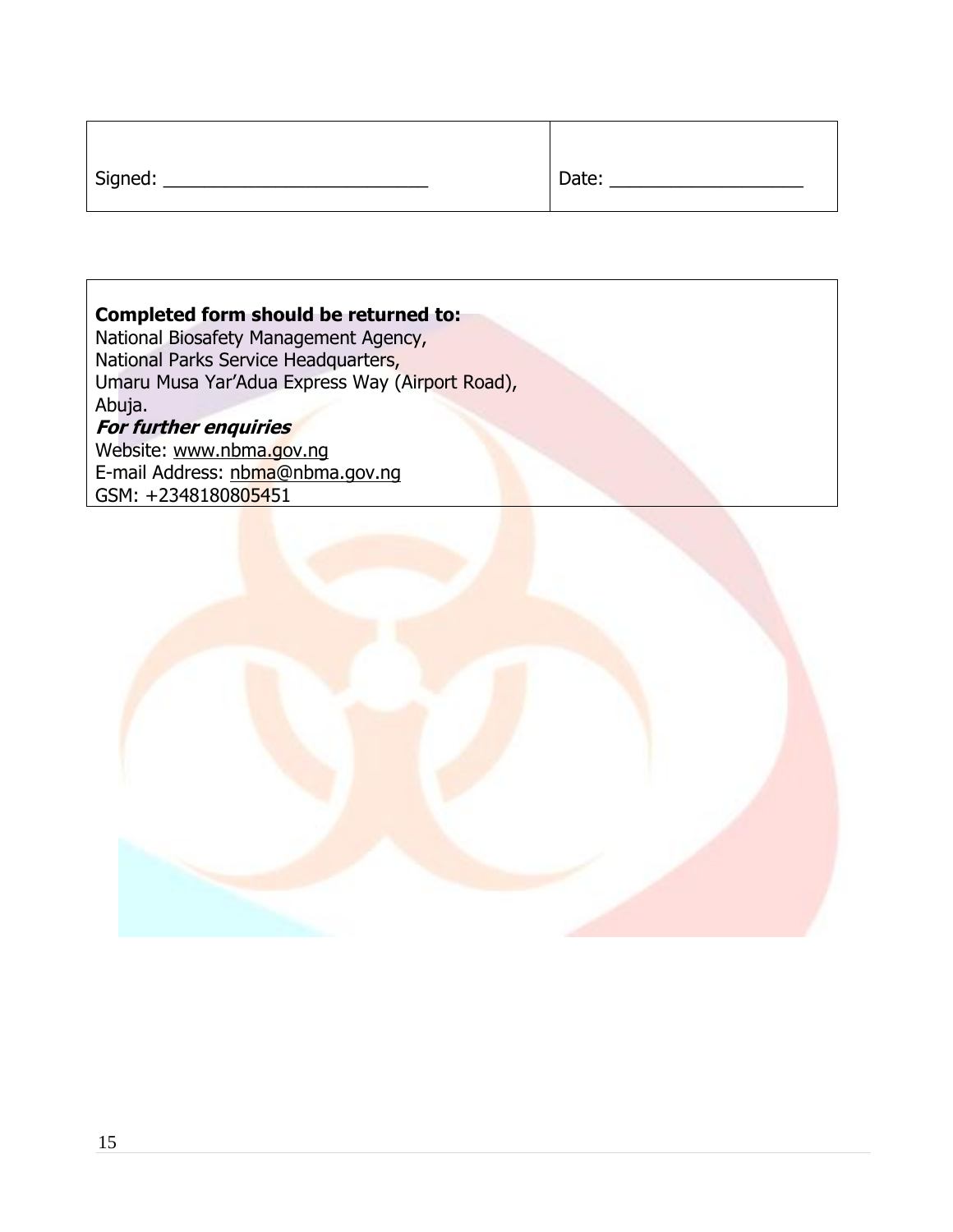| | |
|---|---|
| Signed: ___________________________ | Date: ___________________ |

**Completed form should be returned to:**
National Biosafety Management Agency,
National Parks Service Headquarters,
Umaru Musa Yar'Adua Express Way (Airport Road),
Abuja.
***For further enquiries***
Website: www.nbma.gov.ng
E-mail Address: nbma@nbma.gov.ng
GSM: +2348180805451